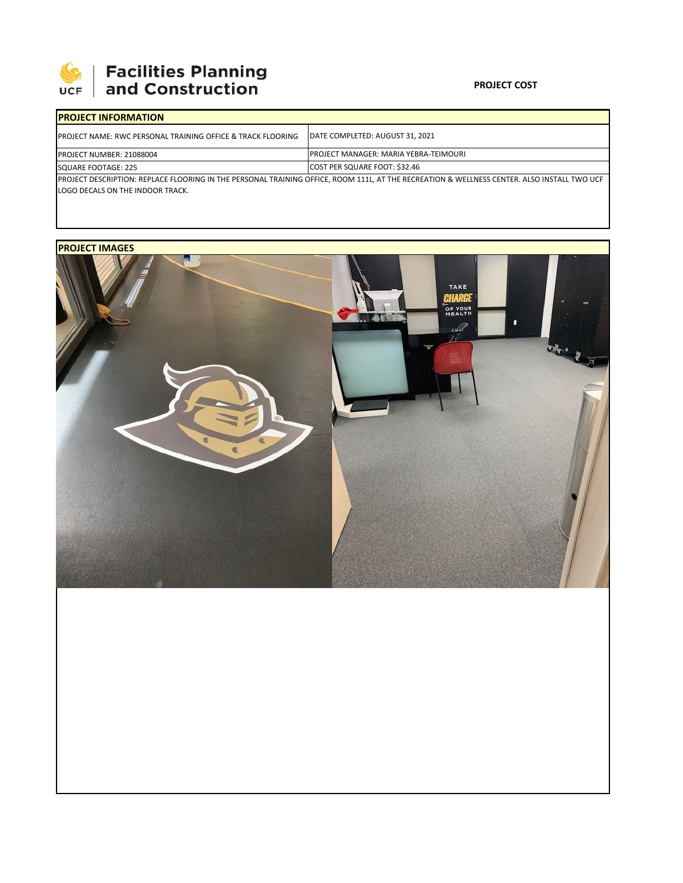Facilities Planning and Construction

**PROJECT COST**

| PROJECT INFORMATION | |
|---|---|
| PROJECT NAME: RWC PERSONAL TRAINING OFFICE & TRACK FLOORING | DATE COMPLETED: AUGUST 31, 2021 |
| PROJECT NUMBER: 21088004 | PROJECT MANAGER: MARIA YEBRA-TEIMOURI |
| SQUARE FOOTAGE: 225 | COST PER SQUARE FOOT: $32.46 |

PROJECT DESCRIPTION: REPLACE FLOORING IN THE PERSONAL TRAINING OFFICE, ROOM 111L, AT THE RECREATION & WELLNESS CENTER. ALSO INSTALL TWO UCF LOGO DECALS ON THE INDOOR TRACK.

**PROJECT IMAGES**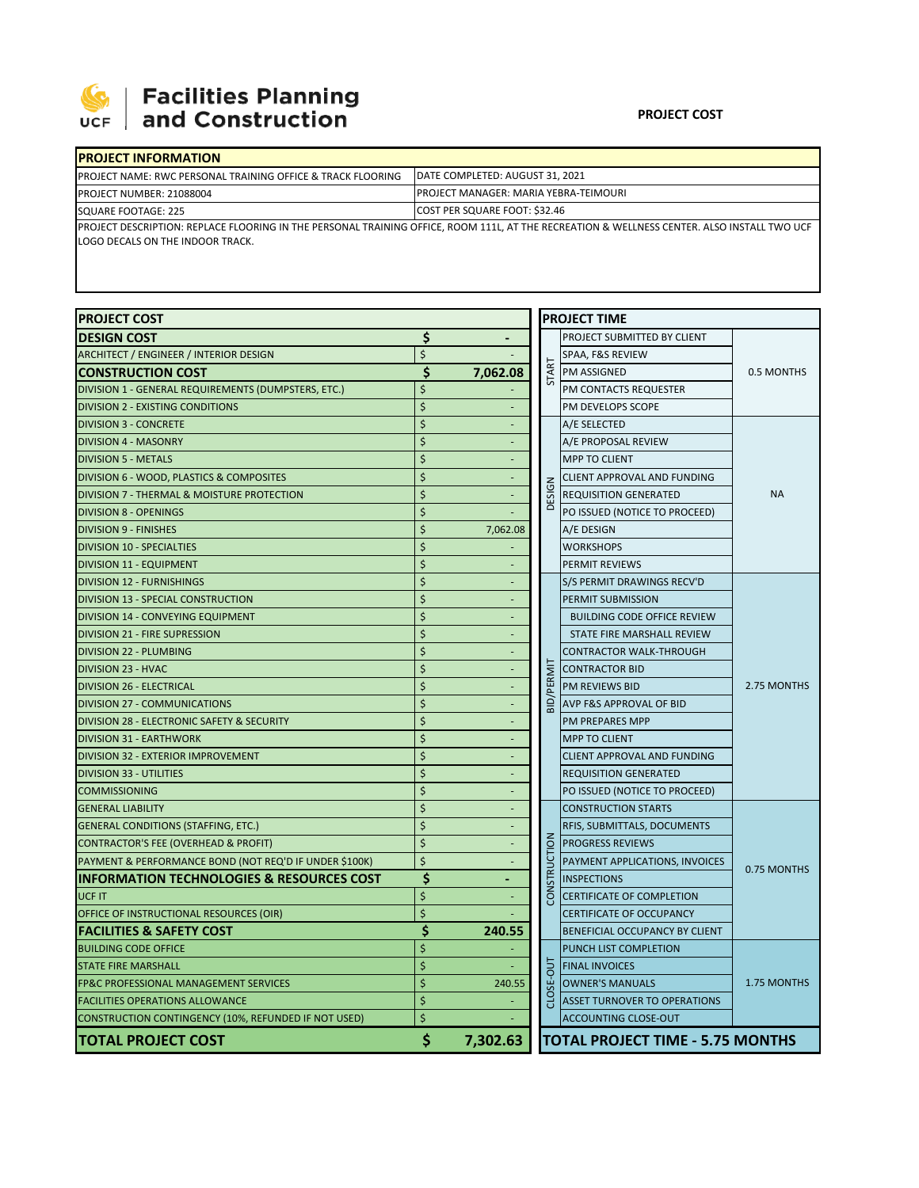**Facilities Planning and Construction**

UCF

**PROJECT COST**

| PROJECT INFORMATION | |
|---|---|
| PROJECT NAME: RWC PERSONAL TRAINING OFFICE & TRACK FLOORING | DATE COMPLETED: AUGUST 31, 2021 |
| PROJECT NUMBER: 21088004 | PROJECT MANAGER: MARIA YEBRA-TEIMOURI |
| SQUARE FOOTAGE: 225 | COST PER SQUARE FOOT: $32.46 |
| PROJECT DESCRIPTION: REPLACE FLOORING IN THE PERSONAL TRAINING OFFICE, ROOM 111L, AT THE RECREATION & WELLNESS CENTER. ALSO INSTALL TWO UCF LOGO DECALS ON THE INDOOR TRACK. | |

| PROJECT COST | | |
|---|---|---|
| **DESIGN COST** | **$** | **-** |
| ARCHITECT / ENGINEER / INTERIOR DESIGN | $ | - |
| **CONSTRUCTION COST** | **$** | **7,062.08** |
| DIVISION 1 - GENERAL REQUIREMENTS (DUMPSTERS, ETC.) | $ | - |
| DIVISION 2 - EXISTING CONDITIONS | $ | - |
| DIVISION 3 - CONCRETE | $ | - |
| DIVISION 4 - MASONRY | $ | - |
| DIVISION 5 - METALS | $ | - |
| DIVISION 6 - WOOD, PLASTICS & COMPOSITES | $ | - |
| DIVISION 7 - THERMAL & MOISTURE PROTECTION | $ | - |
| DIVISION 8 - OPENINGS | $ | - |
| DIVISION 9 - FINISHES | $ | 7,062.08 |
| DIVISION 10 - SPECIALTIES | $ | - |
| DIVISION 11 - EQUIPMENT | $ | - |
| DIVISION 12 - FURNISHINGS | $ | - |
| DIVISION 13 - SPECIAL CONSTRUCTION | $ | - |
| DIVISION 14 - CONVEYING EQUIPMENT | $ | - |
| DIVISION 21 - FIRE SUPRESSION | $ | - |
| DIVISION 22 - PLUMBING | $ | - |
| DIVISION 23 - HVAC | $ | - |
| DIVISION 26 - ELECTRICAL | $ | - |
| DIVISION 27 - COMMUNICATIONS | $ | - |
| DIVISION 28 - ELECTRONIC SAFETY & SECURITY | $ | - |
| DIVISION 31 - EARTHWORK | $ | - |
| DIVISION 32 - EXTERIOR IMPROVEMENT | $ | - |
| DIVISION 33 - UTILITIES | $ | - |
| COMMISSIONING | $ | - |
| GENERAL LIABILITY | $ | - |
| GENERAL CONDITIONS (STAFFING, ETC.) | $ | - |
| CONTRACTOR'S FEE (OVERHEAD & PROFIT) | $ | - |
| PAYMENT & PERFORMANCE BOND (NOT REQ'D IF UNDER $100K) | $ | - |
| **INFORMATION TECHNOLOGIES & RESOURCES COST** | **$** | **-** |
| UCF IT | $ | - |
| OFFICE OF INSTRUCTIONAL RESOURCES (OIR) | $ | - |
| **FACILITIES & SAFETY COST** | **$** | **240.55** |
| BUILDING CODE OFFICE | $ | - |
| STATE FIRE MARSHALL | $ | - |
| FP&C PROFESSIONAL MANAGEMENT SERVICES | $ | 240.55 |
| FACILITIES OPERATIONS ALLOWANCE | $ | - |
| CONSTRUCTION CONTINGENCY (10%, REFUNDED IF NOT USED) | $ | - |
| **TOTAL PROJECT COST** | **$** | **7,302.63** |

| PROJECT TIME | | |
|---|---|---|
| START | PROJECT SUBMITTED BY CLIENT | 0.5 MONTHS |
| | SPAA, F&S REVIEW | |
| | PM ASSIGNED | |
| | PM CONTACTS REQUESTER | |
| | PM DEVELOPS SCOPE | |
| DESIGN | A/E SELECTED | NA |
| | A/E PROPOSAL REVIEW | |
| | MPP TO CLIENT | |
| | CLIENT APPROVAL AND FUNDING | |
| | REQUISITION GENERATED | |
| | PO ISSUED (NOTICE TO PROCEED) | |
| | A/E DESIGN | |
| | WORKSHOPS | |
| | PERMIT REVIEWS | |
| BID/PERMIT | S/S PERMIT DRAWINGS RECV'D | 2.75 MONTHS |
| | PERMIT SUBMISSION | |
| | BUILDING CODE OFFICE REVIEW | |
| | STATE FIRE MARSHALL REVIEW | |
| | CONTRACTOR WALK-THROUGH | |
| | CONTRACTOR BID | |
| | PM REVIEWS BID | |
| | AVP F&S APPROVAL OF BID | |
| | PM PREPARES MPP | |
| | MPP TO CLIENT | |
| | CLIENT APPROVAL AND FUNDING | |
| | REQUISITION GENERATED | |
| | PO ISSUED (NOTICE TO PROCEED) | |
| CONSTRUCTION | CONSTRUCTION STARTS | 0.75 MONTHS |
| | RFIS, SUBMITTALS, DOCUMENTS | |
| | PROGRESS REVIEWS | |
| | PAYMENT APPLICATIONS, INVOICES | |
| | INSPECTIONS | |
| | CERTIFICATE OF COMPLETION | |
| | CERTIFICATE OF OCCUPANCY | |
| | BENEFICIAL OCCUPANCY BY CLIENT | |
| CLOSE-OUT | PUNCH LIST COMPLETION | 1.75 MONTHS |
| | FINAL INVOICES | |
| | OWNER'S MANUALS | |
| | ASSET TURNOVER TO OPERATIONS | |
| | ACCOUNTING CLOSE-OUT | |
| **TOTAL PROJECT TIME - 5.75 MONTHS** | | |